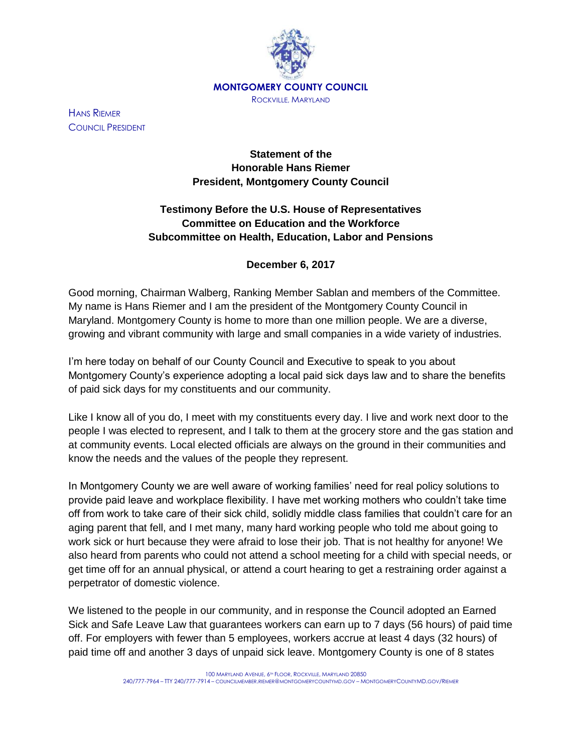**MONTGOMERY COUNTY COUNCIL**
ROCKVILLE, MARYLAND

HANS RIEMER
COUNCIL PRESIDENT

**Statement of the**
**Honorable Hans Riemer**
**President, Montgomery County Council**

**Testimony Before the U.S. House of Representatives**
**Committee on Education and the Workforce**
**Subcommittee on Health, Education, Labor and Pensions**

**December 6, 2017**

Good morning, Chairman Walberg, Ranking Member Sablan and members of the Committee. My name is Hans Riemer and I am the president of the Montgomery County Council in Maryland. Montgomery County is home to more than one million people. We are a diverse, growing and vibrant community with large and small companies in a wide variety of industries.

I'm here today on behalf of our County Council and Executive to speak to you about Montgomery County's experience adopting a local paid sick days law and to share the benefits of paid sick days for my constituents and our community.

Like I know all of you do, I meet with my constituents every day. I live and work next door to the people I was elected to represent, and I talk to them at the grocery store and the gas station and at community events. Local elected officials are always on the ground in their communities and know the needs and the values of the people they represent.

In Montgomery County we are well aware of working families' need for real policy solutions to provide paid leave and workplace flexibility. I have met working mothers who couldn't take time off from work to take care of their sick child, solidly middle class families that couldn't care for an aging parent that fell, and I met many, many hard working people who told me about going to work sick or hurt because they were afraid to lose their job. That is not healthy for anyone! We also heard from parents who could not attend a school meeting for a child with special needs, or get time off for an annual physical, or attend a court hearing to get a restraining order against a perpetrator of domestic violence.

We listened to the people in our community, and in response the Council adopted an Earned Sick and Safe Leave Law that guarantees workers can earn up to 7 days (56 hours) of paid time off. For employers with fewer than 5 employees, workers accrue at least 4 days (32 hours) of paid time off and another 3 days of unpaid sick leave. Montgomery County is one of 8 states

100 MARYLAND AVENUE, 6TH FLOOR, ROCKVILLE, MARYLAND 20850
240/777-7964 – TTY 240/777-7914 – COUNCILMEMBER.RIEMER@MONTGOMERYCOUNTYMD.GOV – MONTGOMERYCOUNTYMD.GOV/RIEMER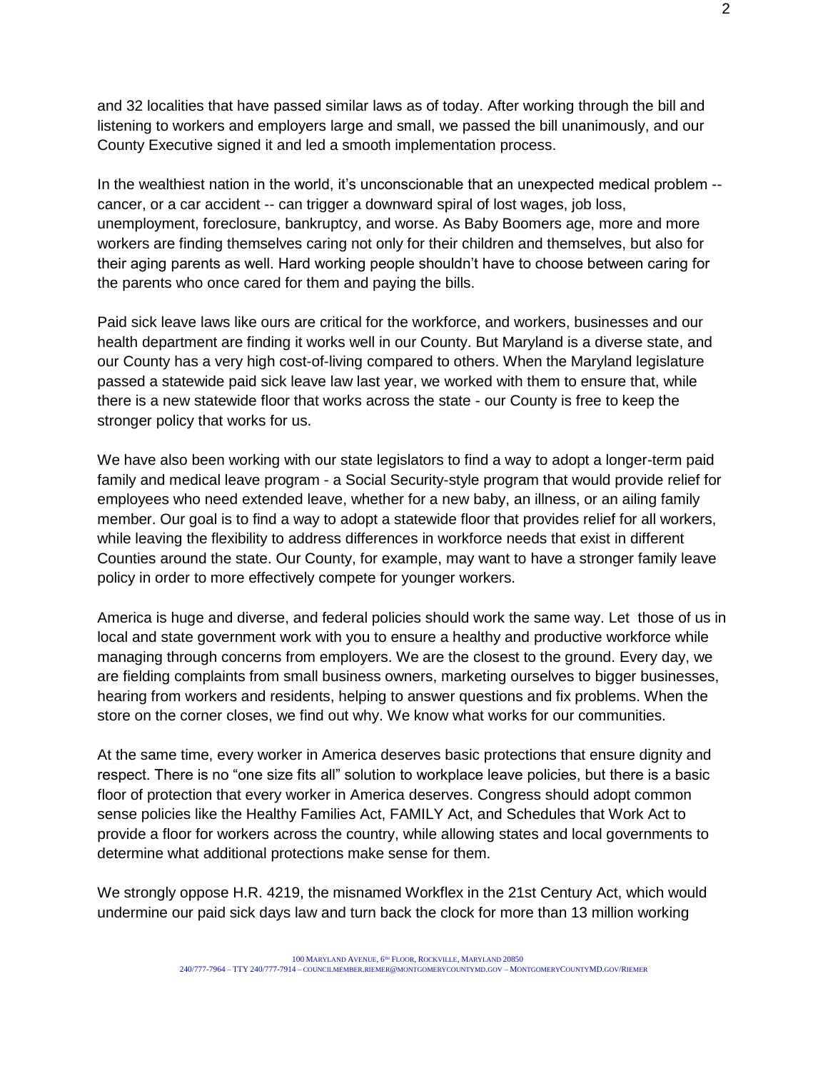and 32 localities that have passed similar laws as of today. After working through the bill and listening to workers and employers large and small, we passed the bill unanimously, and our County Executive signed it and led a smooth implementation process.

In the wealthiest nation in the world, it's unconscionable that an unexpected medical problem -- cancer, or a car accident -- can trigger a downward spiral of lost wages, job loss, unemployment, foreclosure, bankruptcy, and worse. As Baby Boomers age, more and more workers are finding themselves caring not only for their children and themselves, but also for their aging parents as well. Hard working people shouldn't have to choose between caring for the parents who once cared for them and paying the bills.

Paid sick leave laws like ours are critical for the workforce, and workers, businesses and our health department are finding it works well in our County. But Maryland is a diverse state, and our County has a very high cost-of-living compared to others. When the Maryland legislature passed a statewide paid sick leave law last year, we worked with them to ensure that, while there is a new statewide floor that works across the state - our County is free to keep the stronger policy that works for us.

We have also been working with our state legislators to find a way to adopt a longer-term paid family and medical leave program - a Social Security-style program that would provide relief for employees who need extended leave, whether for a new baby, an illness, or an ailing family member. Our goal is to find a way to adopt a statewide floor that provides relief for all workers, while leaving the flexibility to address differences in workforce needs that exist in different Counties around the state. Our County, for example, may want to have a stronger family leave policy in order to more effectively compete for younger workers.

America is huge and diverse, and federal policies should work the same way. Let those of us in local and state government work with you to ensure a healthy and productive workforce while managing through concerns from employers. We are the closest to the ground. Every day, we are fielding complaints from small business owners, marketing ourselves to bigger businesses, hearing from workers and residents, helping to answer questions and fix problems. When the store on the corner closes, we find out why. We know what works for our communities.

At the same time, every worker in America deserves basic protections that ensure dignity and respect. There is no "one size fits all" solution to workplace leave policies, but there is a basic floor of protection that every worker in America deserves. Congress should adopt common sense policies like the Healthy Families Act, FAMILY Act, and Schedules that Work Act to provide a floor for workers across the country, while allowing states and local governments to determine what additional protections make sense for them.

We strongly oppose H.R. 4219, the misnamed Workflex in the 21st Century Act, which would undermine our paid sick days law and turn back the clock for more than 13 million working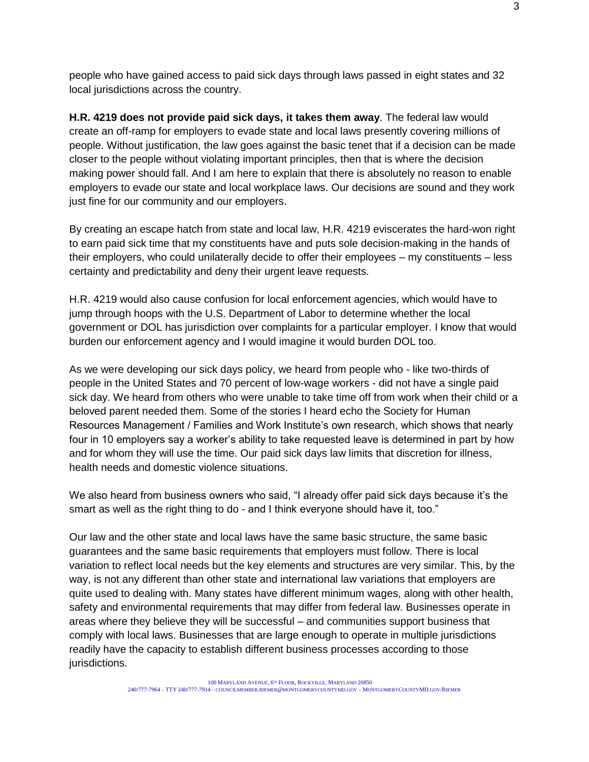people who have gained access to paid sick days through laws passed in eight states and 32 local jurisdictions across the country.

**H.R. 4219 does not provide paid sick days, it takes them away**. The federal law would create an off-ramp for employers to evade state and local laws presently covering millions of people. Without justification, the law goes against the basic tenet that if a decision can be made closer to the people without violating important principles, then that is where the decision making power should fall. And I am here to explain that there is absolutely no reason to enable employers to evade our state and local workplace laws. Our decisions are sound and they work just fine for our community and our employers.

By creating an escape hatch from state and local law, H.R. 4219 eviscerates the hard-won right to earn paid sick time that my constituents have and puts sole decision-making in the hands of their employers, who could unilaterally decide to offer their employees – my constituents – less certainty and predictability and deny their urgent leave requests.

H.R. 4219 would also cause confusion for local enforcement agencies, which would have to jump through hoops with the U.S. Department of Labor to determine whether the local government or DOL has jurisdiction over complaints for a particular employer. I know that would burden our enforcement agency and I would imagine it would burden DOL too.

As we were developing our sick days policy, we heard from people who - like two-thirds of people in the United States and 70 percent of low-wage workers - did not have a single paid sick day. We heard from others who were unable to take time off from work when their child or a beloved parent needed them. Some of the stories I heard echo the Society for Human Resources Management / Families and Work Institute's own research, which shows that nearly four in 10 employers say a worker's ability to take requested leave is determined in part by how and for whom they will use the time. Our paid sick days law limits that discretion for illness, health needs and domestic violence situations.

We also heard from business owners who said, "I already offer paid sick days because it's the smart as well as the right thing to do - and I think everyone should have it, too."

Our law and the other state and local laws have the same basic structure, the same basic guarantees and the same basic requirements that employers must follow. There is local variation to reflect local needs but the key elements and structures are very similar. This, by the way, is not any different than other state and international law variations that employers are quite used to dealing with. Many states have different minimum wages, along with other health, safety and environmental requirements that may differ from federal law. Businesses operate in areas where they believe they will be successful – and communities support business that comply with local laws. Businesses that are large enough to operate in multiple jurisdictions readily have the capacity to establish different business processes according to those jurisdictions.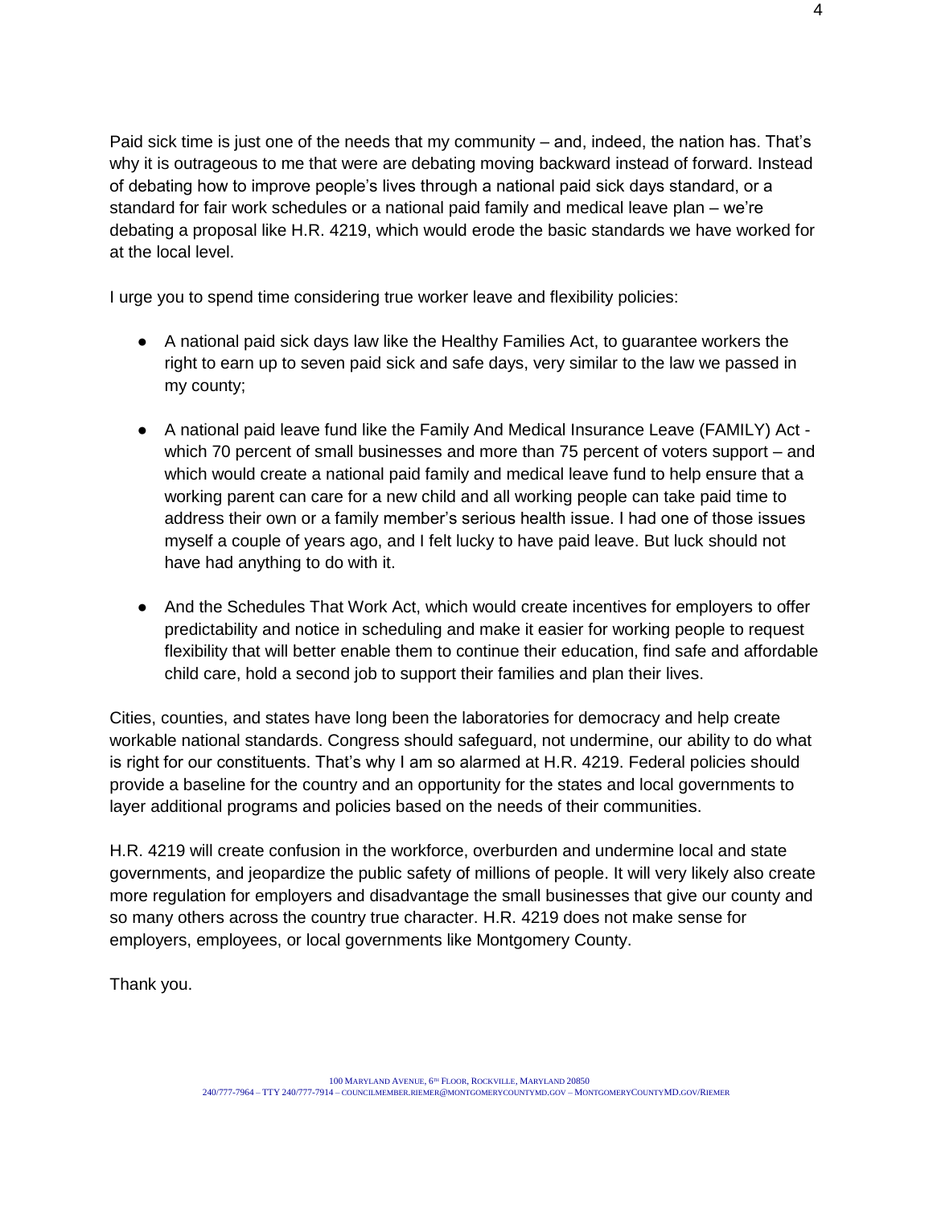Paid sick time is just one of the needs that my community – and, indeed, the nation has. That's why it is outrageous to me that were are debating moving backward instead of forward. Instead of debating how to improve people's lives through a national paid sick days standard, or a standard for fair work schedules or a national paid family and medical leave plan – we're debating a proposal like H.R. 4219, which would erode the basic standards we have worked for at the local level.

I urge you to spend time considering true worker leave and flexibility policies:

- A national paid sick days law like the Healthy Families Act, to guarantee workers the right to earn up to seven paid sick and safe days, very similar to the law we passed in my county;
- A national paid leave fund like the Family And Medical Insurance Leave (FAMILY) Act - which 70 percent of small businesses and more than 75 percent of voters support – and which would create a national paid family and medical leave fund to help ensure that a working parent can care for a new child and all working people can take paid time to address their own or a family member's serious health issue. I had one of those issues myself a couple of years ago, and I felt lucky to have paid leave. But luck should not have had anything to do with it.
- And the Schedules That Work Act, which would create incentives for employers to offer predictability and notice in scheduling and make it easier for working people to request flexibility that will better enable them to continue their education, find safe and affordable child care, hold a second job to support their families and plan their lives.

Cities, counties, and states have long been the laboratories for democracy and help create workable national standards. Congress should safeguard, not undermine, our ability to do what is right for our constituents. That's why I am so alarmed at H.R. 4219. Federal policies should provide a baseline for the country and an opportunity for the states and local governments to layer additional programs and policies based on the needs of their communities.

H.R. 4219 will create confusion in the workforce, overburden and undermine local and state governments, and jeopardize the public safety of millions of people. It will very likely also create more regulation for employers and disadvantage the small businesses that give our county and so many others across the country true character. H.R. 4219 does not make sense for employers, employees, or local governments like Montgomery County.

Thank you.

100 MARYLAND AVENUE, 6TH FLOOR, ROCKVILLE, MARYLAND 20850
240/777-7964 – TTY 240/777-7914 – COUNCILMEMBER.RIEMER@MONTGOMERYCOUNTYMD.GOV – MONTGOMERYCOUNTYMD.GOV/RIEMER